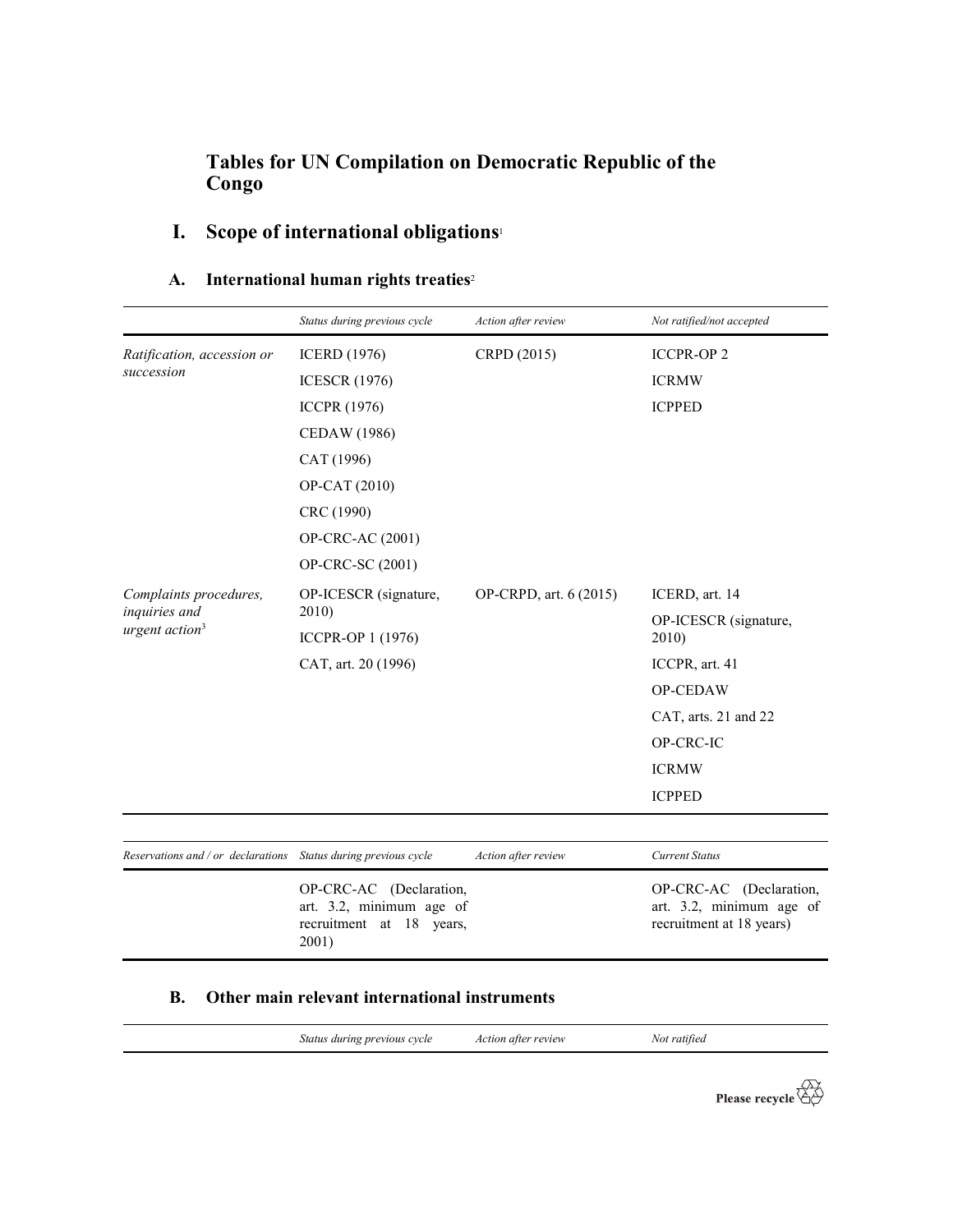# Tables for UN Compilation on Democratic Republic of the Congo

## I. Scope of international obligations[1]

### A. International human rights treaties[2]

| | *Status during previous cycle* | *Action after review* | *Not ratified/not accepted* |
|---|---|---|---|
| *Ratification, accession or succession* | ICERD (1976) | CRPD (2015) | ICCPR-OP 2 |
| | ICESCR (1976) | | ICRMW |
| | ICCPR (1976) | | ICPPED |
| | CEDAW (1986) | | |
| | CAT (1996) | | |
| | OP-CAT (2010) | | |
| | CRC (1990) | | |
| | OP-CRC-AC (2001) | | |
| | OP-CRC-SC (2001) | | |
| *Complaints procedures, inquiries and urgent action*[3] | OP-ICESCR (signature, 2010) | OP-CRPD, art. 6 (2015) | ICERD, art. 14 |
| | ICCPR-OP 1 (1976) | | OP-ICESCR (signature, 2010) |
| | CAT, art. 20 (1996) | | ICCPR, art. 41 |
| | | | OP-CEDAW |
| | | | CAT, arts. 21 and 22 |
| | | | OP-CRC-IC |
| | | | ICRMW |
| | | | ICPPED |

| *Reservations and / or declarations* | *Status during previous cycle* | *Action after review* | *Current Status* |
|---|---|---|---|
| | OP-CRC-AC (Declaration, art. 3.2, minimum age of recruitment at 18 years, 2001) | | OP-CRC-AC (Declaration, art. 3.2, minimum age of recruitment at 18 years) |

### B. Other main relevant international instruments

| | *Status during previous cycle* | *Action after review* | *Not ratified* |
|---|---|---|---|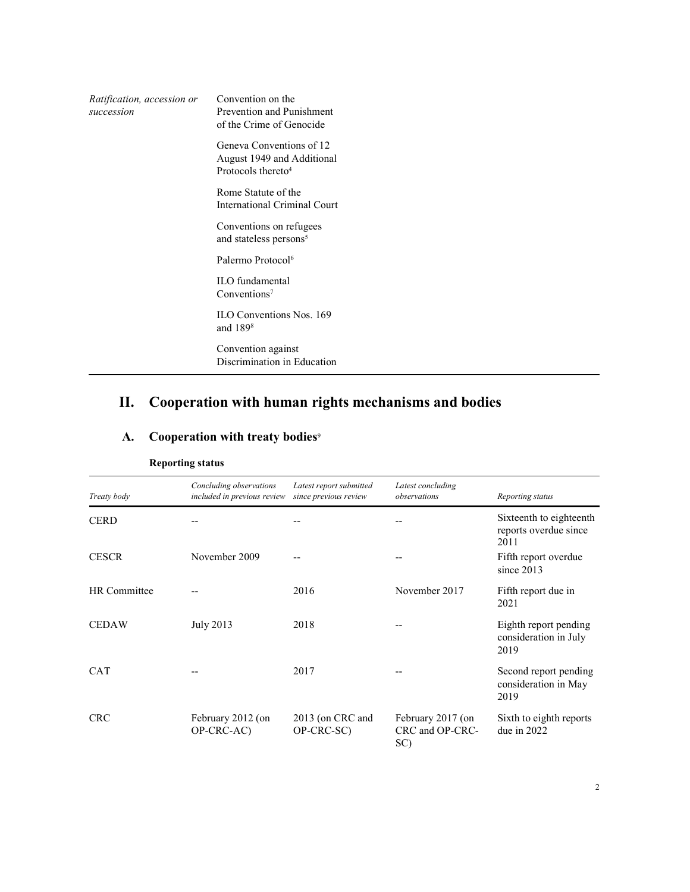| *Ratification, accession or succession* | Convention on the Prevention and Punishment of the Crime of Genocide |
| --- | --- |
| | Geneva Conventions of 12 August 1949 and Additional Protocols thereto[4] |
| | Rome Statute of the International Criminal Court |
| | Conventions on refugees and stateless persons[5] |
| | Palermo Protocol[6] |
| | ILO fundamental Conventions[7] |
| | ILO Conventions Nos. 169 and 189[8] |
| | Convention against Discrimination in Education |

# II. Cooperation with human rights mechanisms and bodies

## A. Cooperation with treaty bodies[9]

**Reporting status**

| *Treaty body* | *Concluding observations included in previous review* | *Latest report submitted since previous review* | *Latest concluding observations* | *Reporting status* |
| --- | --- | --- | --- | --- |
| CERD | -- | -- | -- | Sixteenth to eighteenth reports overdue since 2011 |
| CESCR | November 2009 | -- | -- | Fifth report overdue since 2013 |
| HR Committee | -- | 2016 | November 2017 | Fifth report due in 2021 |
| CEDAW | July 2013 | 2018 | -- | Eighth report pending consideration in July 2019 |
| CAT | -- | 2017 | -- | Second report pending consideration in May 2019 |
| CRC | February 2012 (on OP-CRC-AC) | 2013 (on CRC and OP-CRC-SC) | February 2017 (on CRC and OP-CRC-SC) | Sixth to eighth reports due in 2022 |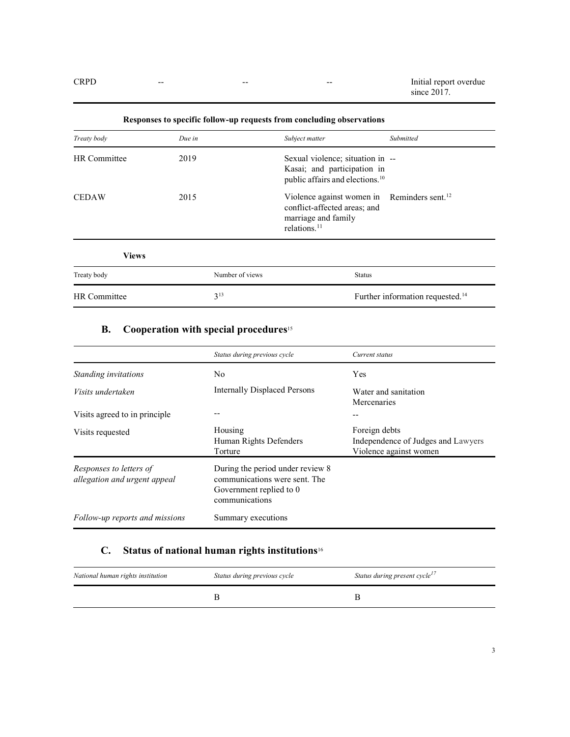| CRPD | -- | -- | -- | Initial report overdue since 2017. |
|---|---|---|---|---|

**Responses to specific follow-up requests from concluding observations**

| *Treaty body* | *Due in* | *Subject matter* | *Submitted* |
|---|---|---|---|
| HR Committee | 2019 | Sexual violence; situation in Kasai; and participation in public affairs and elections.[10] | -- |
| CEDAW | 2015 | Violence against women in conflict-affected areas; and marriage and family relations.[11] | Reminders sent.[12] |

**Views**

| Treaty body | Number of views | Status |
|---|---|---|
| HR Committee | 3[13] | Further information requested.[14] |

## B. Cooperation with special procedures[15]

| | *Status during previous cycle* | *Current status* |
|---|---|---|
| *Standing invitations* | No | Yes |
| *Visits undertaken* | Internally Displaced Persons | Water and sanitation<br>Mercenaries |
| Visits agreed to in principle | -- | -- |
| Visits requested | Housing<br>Human Rights Defenders<br>Torture | Foreign debts<br>Independence of Judges and Lawyers<br>Violence against women |
| *Responses to letters of allegation and urgent appeal* | During the period under review 8 communications were sent. The Government replied to 0 communications | |
| *Follow-up reports and missions* | Summary executions | |

## C. Status of national human rights institutions[16]

| *National human rights institution* | *Status during previous cycle* | *Status during present cycle*[17] |
|---|---|---|
| | B | B |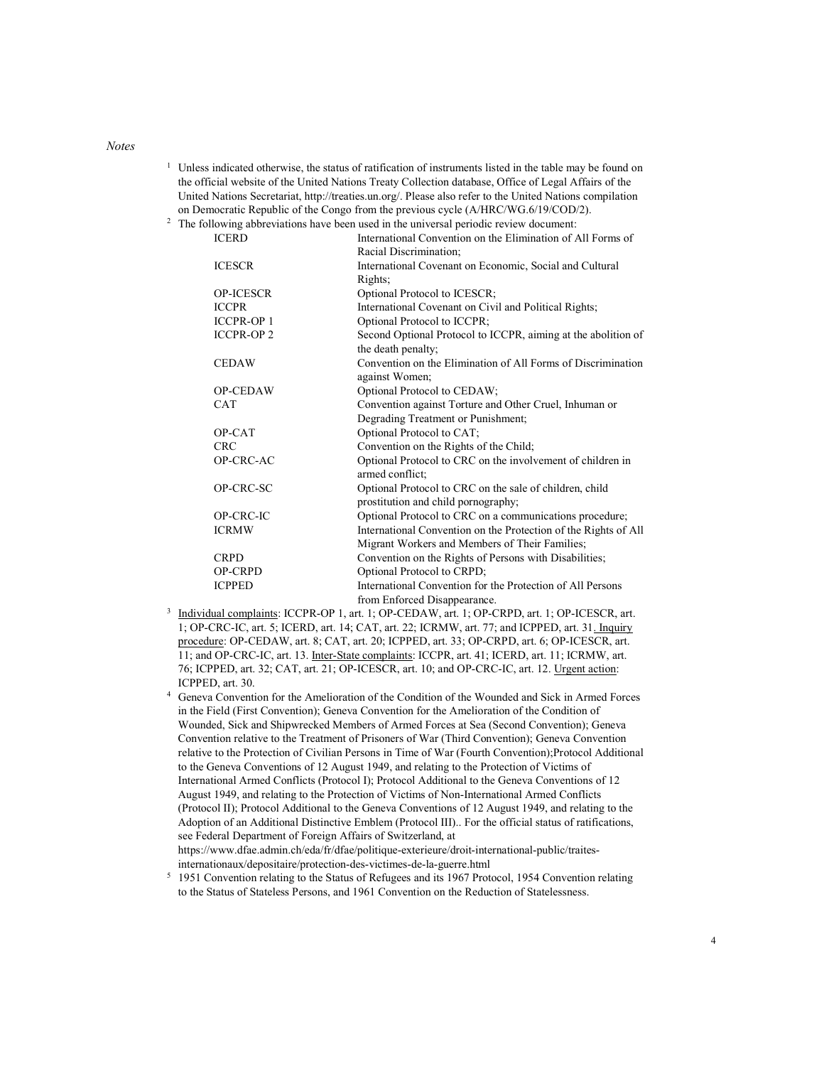*Notes*

[1] Unless indicated otherwise, the status of ratification of instruments listed in the table may be found on the official website of the United Nations Treaty Collection database, Office of Legal Affairs of the United Nations Secretariat, http://treaties.un.org/. Please also refer to the United Nations compilation on Democratic Republic of the Congo from the previous cycle (A/HRC/WG.6/19/COD/2).

[2] The following abbreviations have been used in the universal periodic review document:

| | |
|---|---|
| ICERD | International Convention on the Elimination of All Forms of Racial Discrimination; |
| ICESCR | International Covenant on Economic, Social and Cultural Rights; |
| OP-ICESCR | Optional Protocol to ICESCR; |
| ICCPR | International Covenant on Civil and Political Rights; |
| ICCPR-OP 1 | Optional Protocol to ICCPR; |
| ICCPR-OP 2 | Second Optional Protocol to ICCPR, aiming at the abolition of the death penalty; |
| CEDAW | Convention on the Elimination of All Forms of Discrimination against Women; |
| OP-CEDAW | Optional Protocol to CEDAW; |
| CAT | Convention against Torture and Other Cruel, Inhuman or Degrading Treatment or Punishment; |
| OP-CAT | Optional Protocol to CAT; |
| CRC | Convention on the Rights of the Child; |
| OP-CRC-AC | Optional Protocol to CRC on the involvement of children in armed conflict; |
| OP-CRC-SC | Optional Protocol to CRC on the sale of children, child prostitution and child pornography; |
| OP-CRC-IC | Optional Protocol to CRC on a communications procedure; |
| ICRMW | International Convention on the Protection of the Rights of All Migrant Workers and Members of Their Families; |
| CRPD | Convention on the Rights of Persons with Disabilities; |
| OP-CRPD | Optional Protocol to CRPD; |
| ICPPED | International Convention for the Protection of All Persons from Enforced Disappearance. |

[3] Individual complaints: ICCPR-OP 1, art. 1; OP-CEDAW, art. 1; OP-CRPD, art. 1; OP-ICESCR, art. 1; OP-CRC-IC, art. 5; ICERD, art. 14; CAT, art. 22; ICRMW, art. 77; and ICPPED, art. 31. Inquiry procedure: OP-CEDAW, art. 8; CAT, art. 20; ICPPED, art. 33; OP-CRPD, art. 6; OP-ICESCR, art. 11; and OP-CRC-IC, art. 13. Inter-State complaints: ICCPR, art. 41; ICERD, art. 11; ICRMW, art. 76; ICPPED, art. 32; CAT, art. 21; OP-ICESCR, art. 10; and OP-CRC-IC, art. 12. Urgent action: ICPPED, art. 30.

[4] Geneva Convention for the Amelioration of the Condition of the Wounded and Sick in Armed Forces in the Field (First Convention); Geneva Convention for the Amelioration of the Condition of Wounded, Sick and Shipwrecked Members of Armed Forces at Sea (Second Convention); Geneva Convention relative to the Treatment of Prisoners of War (Third Convention); Geneva Convention relative to the Protection of Civilian Persons in Time of War (Fourth Convention);Protocol Additional to the Geneva Conventions of 12 August 1949, and relating to the Protection of Victims of International Armed Conflicts (Protocol I); Protocol Additional to the Geneva Conventions of 12 August 1949, and relating to the Protection of Victims of Non-International Armed Conflicts (Protocol II); Protocol Additional to the Geneva Conventions of 12 August 1949, and relating to the Adoption of an Additional Distinctive Emblem (Protocol III).. For the official status of ratifications, see Federal Department of Foreign Affairs of Switzerland, at https://www.dfae.admin.ch/eda/fr/dfae/politique-exterieure/droit-international-public/traites-internationaux/depositaire/protection-des-victimes-de-la-guerre.html

[5] 1951 Convention relating to the Status of Refugees and its 1967 Protocol, 1954 Convention relating to the Status of Stateless Persons, and 1961 Convention on the Reduction of Statelessness.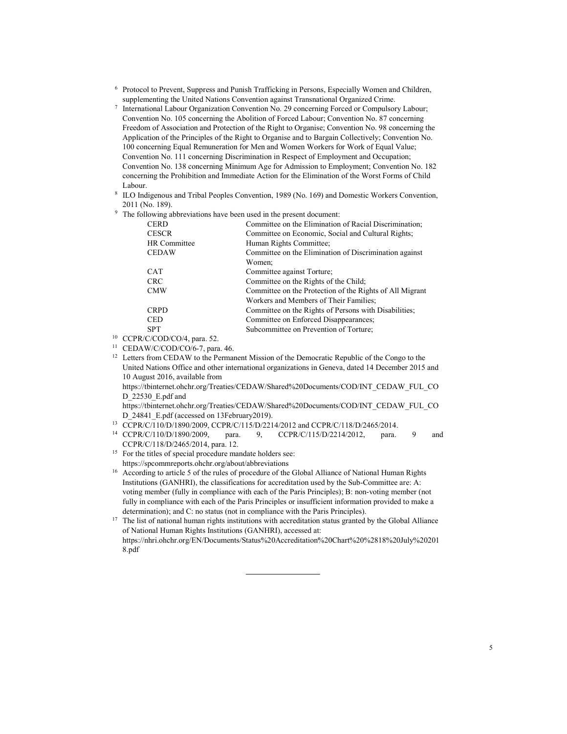[6] Protocol to Prevent, Suppress and Punish Trafficking in Persons, Especially Women and Children, supplementing the United Nations Convention against Transnational Organized Crime.

[7] International Labour Organization Convention No. 29 concerning Forced or Compulsory Labour; Convention No. 105 concerning the Abolition of Forced Labour; Convention No. 87 concerning Freedom of Association and Protection of the Right to Organise; Convention No. 98 concerning the Application of the Principles of the Right to Organise and to Bargain Collectively; Convention No. 100 concerning Equal Remuneration for Men and Women Workers for Work of Equal Value; Convention No. 111 concerning Discrimination in Respect of Employment and Occupation; Convention No. 138 concerning Minimum Age for Admission to Employment; Convention No. 182 concerning the Prohibition and Immediate Action for the Elimination of the Worst Forms of Child Labour.

[8] ILO Indigenous and Tribal Peoples Convention, 1989 (No. 169) and Domestic Workers Convention, 2011 (No. 189).

[9] The following abbreviations have been used in the present document:

| | |
|---|---|
| CERD | Committee on the Elimination of Racial Discrimination; |
| CESCR | Committee on Economic, Social and Cultural Rights; |
| HR Committee | Human Rights Committee; |
| CEDAW | Committee on the Elimination of Discrimination against Women; |
| CAT | Committee against Torture; |
| CRC | Committee on the Rights of the Child; |
| CMW | Committee on the Protection of the Rights of All Migrant Workers and Members of Their Families; |
| CRPD | Committee on the Rights of Persons with Disabilities; |
| CED | Committee on Enforced Disappearances; |
| SPT | Subcommittee on Prevention of Torture; |

[10] CCPR/C/COD/CO/4, para. 52.

[11] CEDAW/C/COD/CO/6-7, para. 46.

[12] Letters from CEDAW to the Permanent Mission of the Democratic Republic of the Congo to the United Nations Office and other international organizations in Geneva, dated 14 December 2015 and 10 August 2016, available from https://tbinternet.ohchr.org/Treaties/CEDAW/Shared%20Documents/COD/INT_CEDAW_FUL_COD_22530_E.pdf and https://tbinternet.ohchr.org/Treaties/CEDAW/Shared%20Documents/COD/INT_CEDAW_FUL_COD_24841_E.pdf (accessed on 13February2019).

[13] CCPR/C/110/D/1890/2009, CCPR/C/115/D/2214/2012 and CCPR/C/118/D/2465/2014.

[14] CCPR/C/110/D/1890/2009, para. 9, CCPR/C/115/D/2214/2012, para. 9 and CCPR/C/118/D/2465/2014, para. 12.

[15] For the titles of special procedure mandate holders see: https://spcommreports.ohchr.org/about/abbreviations

[16] According to article 5 of the rules of procedure of the Global Alliance of National Human Rights Institutions (GANHRI), the classifications for accreditation used by the Sub-Committee are: A: voting member (fully in compliance with each of the Paris Principles); B: non-voting member (not fully in compliance with each of the Paris Principles or insufficient information provided to make a determination); and C: no status (not in compliance with the Paris Principles).

[17] The list of national human rights institutions with accreditation status granted by the Global Alliance of National Human Rights Institutions (GANHRI), accessed at: https://nhri.ohchr.org/EN/Documents/Status%20Accreditation%20Chart%20%2818%20July%202018.pdf